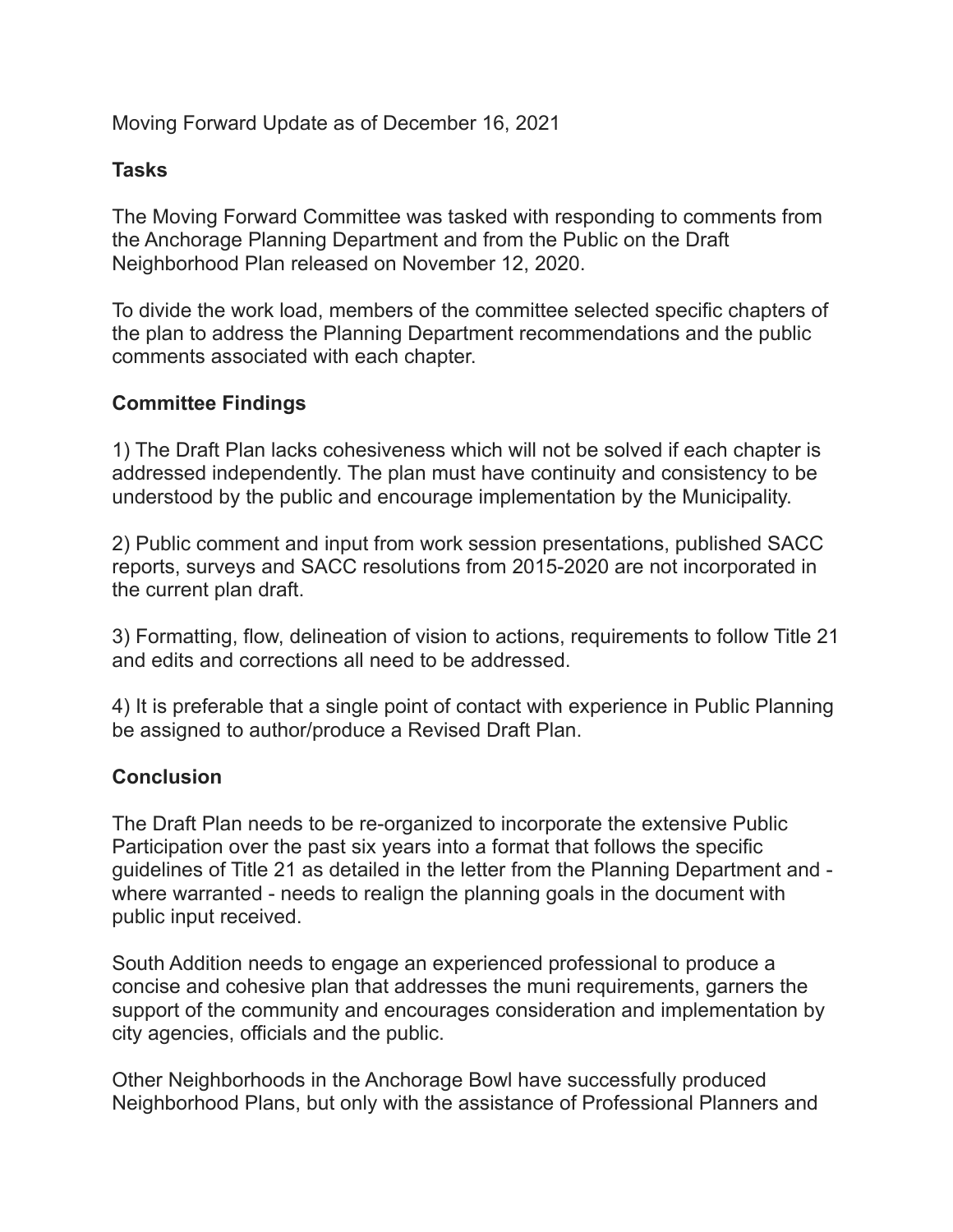Moving Forward Update as of December 16, 2021

**Tasks**

The Moving Forward Committee was tasked with responding to comments from the Anchorage Planning Department and from the Public on the Draft Neighborhood Plan released on November 12, 2020.

To divide the work load, members of the committee selected specific chapters of the plan to address the Planning Department recommendations and the public comments associated with each chapter.

**Committee Findings**

1) The Draft Plan lacks cohesiveness which will not be solved if each chapter is addressed independently. The plan must have continuity and consistency to be understood by the public and encourage implementation by the Municipality.

2) Public comment and input from work session presentations, published SACC reports, surveys and SACC resolutions from 2015-2020 are not incorporated in the current plan draft.

3) Formatting, flow, delineation of vision to actions, requirements to follow Title 21 and edits and corrections all need to be addressed.

4) It is preferable that a single point of contact with experience in Public Planning be assigned to author/produce a Revised Draft Plan.

**Conclusion**

The Draft Plan needs to be re-organized to incorporate the extensive Public Participation over the past six years into a format that follows the specific guidelines of Title 21 as detailed in the letter from the Planning Department and - where warranted - needs to realign the planning goals in the document with public input received.

South Addition needs to engage an experienced professional to produce a concise and cohesive plan that addresses the muni requirements, garners the support of the community and encourages consideration and implementation by city agencies, officials and the public.

Other Neighborhoods in the Anchorage Bowl have successfully produced Neighborhood Plans, but only with the assistance of Professional Planners and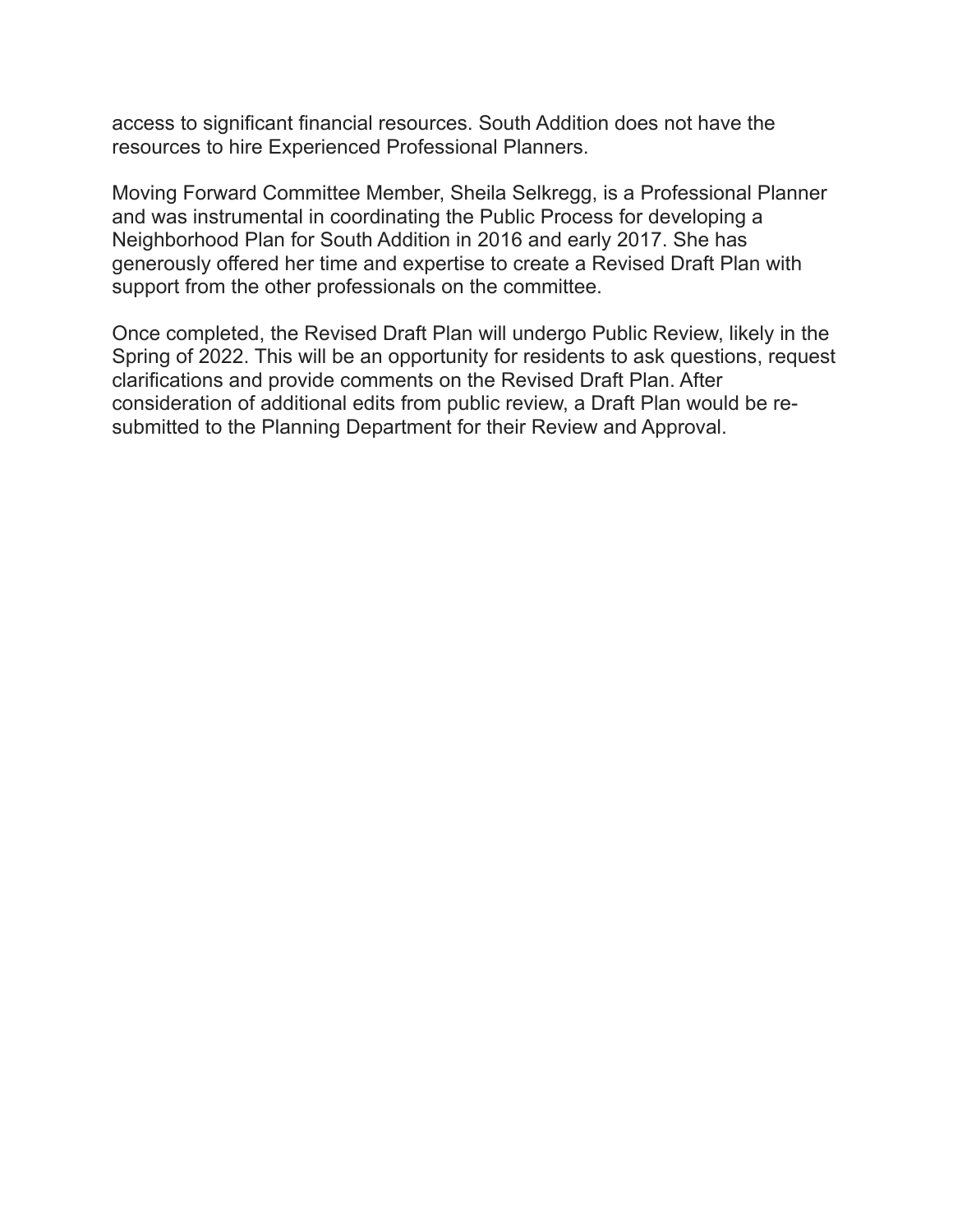access to significant financial resources. South Addition does not have the resources to hire Experienced Professional Planners.

Moving Forward Committee Member, Sheila Selkregg, is a Professional Planner and was instrumental in coordinating the Public Process for developing a Neighborhood Plan for South Addition in 2016 and early 2017. She has generously offered her time and expertise to create a Revised Draft Plan with support from the other professionals on the committee.

Once completed, the Revised Draft Plan will undergo Public Review, likely in the Spring of 2022. This will be an opportunity for residents to ask questions, request clarifications and provide comments on the Revised Draft Plan. After consideration of additional edits from public review, a Draft Plan would be re-submitted to the Planning Department for their Review and Approval.